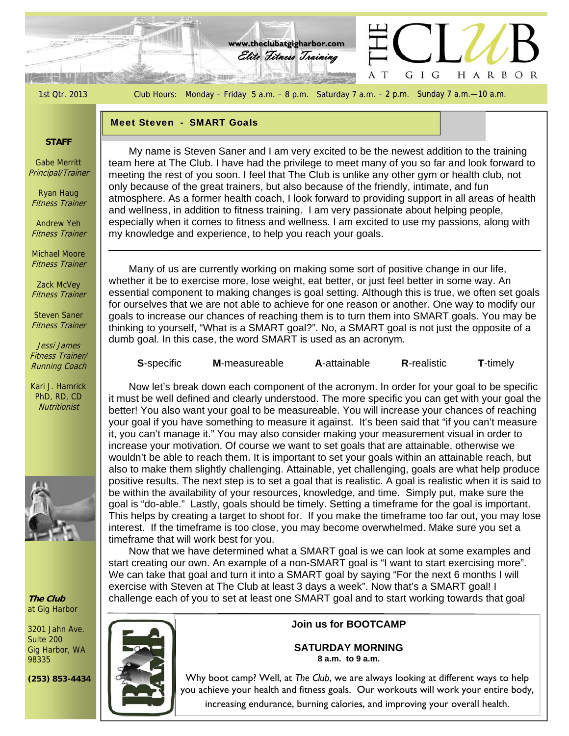www.theclubatgigharbor.com

*Elite Fitness Training*

# THE CLUB AT GIG HARBOR

1st Qtr. 2013

Club Hours: Monday – Friday 5 a.m. – 8 p.m. Saturday 7 a.m. – 2 p.m. Sunday 7 a.m.—10 a.m.

**STAFF**

Gabe Merritt
*Principal/Trainer*

Ryan Haug
*Fitness Trainer*

Andrew Yeh
*Fitness Trainer*

Michael Moore
*Fitness Trainer*

Zack McVey
*Fitness Trainer*

Steven Saner
*Fitness Trainer*

Jessi James
*Fitness Trainer/ Running Coach*

Kari J. Hamrick
PhD, RD, CD
*Nutritionist*

***The Club*** at Gig Harbor

3201 Jahn Ave.
Suite 200
Gig Harbor, WA
98335

**(253) 853-4434**

## Meet Steven - SMART Goals

My name is Steven Saner and I am very excited to be the newest addition to the training team here at The Club. I have had the privilege to meet many of you so far and look forward to meeting the rest of you soon. I feel that The Club is unlike any other gym or health club, not only because of the great trainers, but also because of the friendly, intimate, and fun atmosphere. As a former health coach, I look forward to providing support in all areas of health and wellness, in addition to fitness training. I am very passionate about helping people, especially when it comes to fitness and wellness. I am excited to use my passions, along with my knowledge and experience, to help you reach your goals.

---

Many of us are currently working on making some sort of positive change in our life, whether it be to exercise more, lose weight, eat better, or just feel better in some way. An essential component to making changes is goal setting. Although this is true, we often set goals for ourselves that we are not able to achieve for one reason or another. One way to modify our goals to increase our chances of reaching them is to turn them into SMART goals. You may be thinking to yourself, "What is a SMART goal?". No, a SMART goal is not just the opposite of a dumb goal. In this case, the word SMART is used as an acronym.

**S**-specific **M**-measureable **A**-attainable **R**-realistic **T**-timely

Now let's break down each component of the acronym. In order for your goal to be specific it must be well defined and clearly understood. The more specific you can get with your goal the better! You also want your goal to be measureable. You will increase your chances of reaching your goal if you have something to measure it against. It's been said that "if you can't measure it, you can't manage it." You may also consider making your measurement visual in order to increase your motivation. Of course we want to set goals that are attainable, otherwise we wouldn't be able to reach them. It is important to set your goals within an attainable reach, but also to make them slightly challenging. Attainable, yet challenging, goals are what help produce positive results. The next step is to set a goal that is realistic. A goal is realistic when it is said to be within the availability of your resources, knowledge, and time. Simply put, make sure the goal is "do-able." Lastly, goals should be timely. Setting a timeframe for the goal is important. This helps by creating a target to shoot for. If you make the timeframe too far out, you may lose interest. If the timeframe is too close, you may become overwhelmed. Make sure you set a timeframe that will work best for you.

Now that we have determined what a SMART goal is we can look at some examples and start creating our own. An example of a non-SMART goal is "I want to start exercising more". We can take that goal and turn it into a SMART goal by saying "For the next 6 months I will exercise with Steven at The Club at least 3 days a week". Now that's a SMART goal! I challenge each of you to set at least one SMART goal and to start working towards that goal

---

**Join us for BOOTCAMP**

**SATURDAY MORNING**
**8 a.m. to 9 a.m.**

Why boot camp? Well, at *The Club*, we are always looking at different ways to help you achieve your health and fitness goals. Our workouts will work your entire body, increasing endurance, burning calories, and improving your overall health.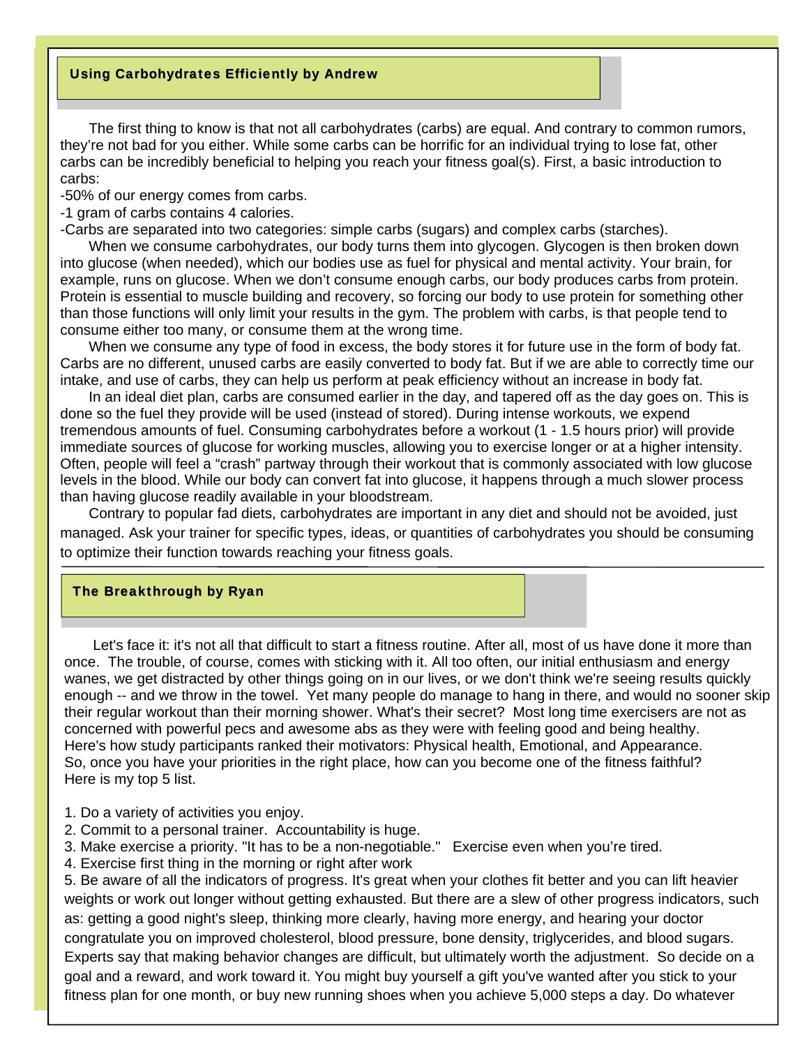## Using Carbohydrates Efficiently by Andrew

The first thing to know is that not all carbohydrates (carbs) are equal. And contrary to common rumors, they're not bad for you either. While some carbs can be horrific for an individual trying to lose fat, other carbs can be incredibly beneficial to helping you reach your fitness goal(s). First, a basic introduction to carbs:

-50% of our energy comes from carbs.

-1 gram of carbs contains 4 calories.

-Carbs are separated into two categories: simple carbs (sugars) and complex carbs (starches).

When we consume carbohydrates, our body turns them into glycogen. Glycogen is then broken down into glucose (when needed), which our bodies use as fuel for physical and mental activity. Your brain, for example, runs on glucose. When we don't consume enough carbs, our body produces carbs from protein. Protein is essential to muscle building and recovery, so forcing our body to use protein for something other than those functions will only limit your results in the gym. The problem with carbs, is that people tend to consume either too many, or consume them at the wrong time.

When we consume any type of food in excess, the body stores it for future use in the form of body fat. Carbs are no different, unused carbs are easily converted to body fat. But if we are able to correctly time our intake, and use of carbs, they can help us perform at peak efficiency without an increase in body fat.

In an ideal diet plan, carbs are consumed earlier in the day, and tapered off as the day goes on. This is done so the fuel they provide will be used (instead of stored). During intense workouts, we expend tremendous amounts of fuel. Consuming carbohydrates before a workout (1 - 1.5 hours prior) will provide immediate sources of glucose for working muscles, allowing you to exercise longer or at a higher intensity. Often, people will feel a "crash" partway through their workout that is commonly associated with low glucose levels in the blood. While our body can convert fat into glucose, it happens through a much slower process than having glucose readily available in your bloodstream.

Contrary to popular fad diets, carbohydrates are important in any diet and should not be avoided, just managed. Ask your trainer for specific types, ideas, or quantities of carbohydrates you should be consuming to optimize their function towards reaching your fitness goals.

## The Breakthrough by Ryan

Let's face it: it's not all that difficult to start a fitness routine. After all, most of us have done it more than once. The trouble, of course, comes with sticking with it. All too often, our initial enthusiasm and energy wanes, we get distracted by other things going on in our lives, or we don't think we're seeing results quickly enough -- and we throw in the towel. Yet many people do manage to hang in there, and would no sooner skip their regular workout than their morning shower. What's their secret? Most long time exercisers are not as concerned with powerful pecs and awesome abs as they were with feeling good and being healthy. Here's how study participants ranked their motivators: Physical health, Emotional, and Appearance. So, once you have your priorities in the right place, how can you become one of the fitness faithful? Here is my top 5 list.

1. Do a variety of activities you enjoy.
2. Commit to a personal trainer. Accountability is huge.
3. Make exercise a priority. "It has to be a non-negotiable." Exercise even when you're tired.
4. Exercise first thing in the morning or right after work
5. Be aware of all the indicators of progress. It's great when your clothes fit better and you can lift heavier weights or work out longer without getting exhausted. But there are a slew of other progress indicators, such as: getting a good night's sleep, thinking more clearly, having more energy, and hearing your doctor congratulate you on improved cholesterol, blood pressure, bone density, triglycerides, and blood sugars. Experts say that making behavior changes are difficult, but ultimately worth the adjustment. So decide on a goal and a reward, and work toward it. You might buy yourself a gift you've wanted after you stick to your fitness plan for one month, or buy new running shoes when you achieve 5,000 steps a day. Do whatever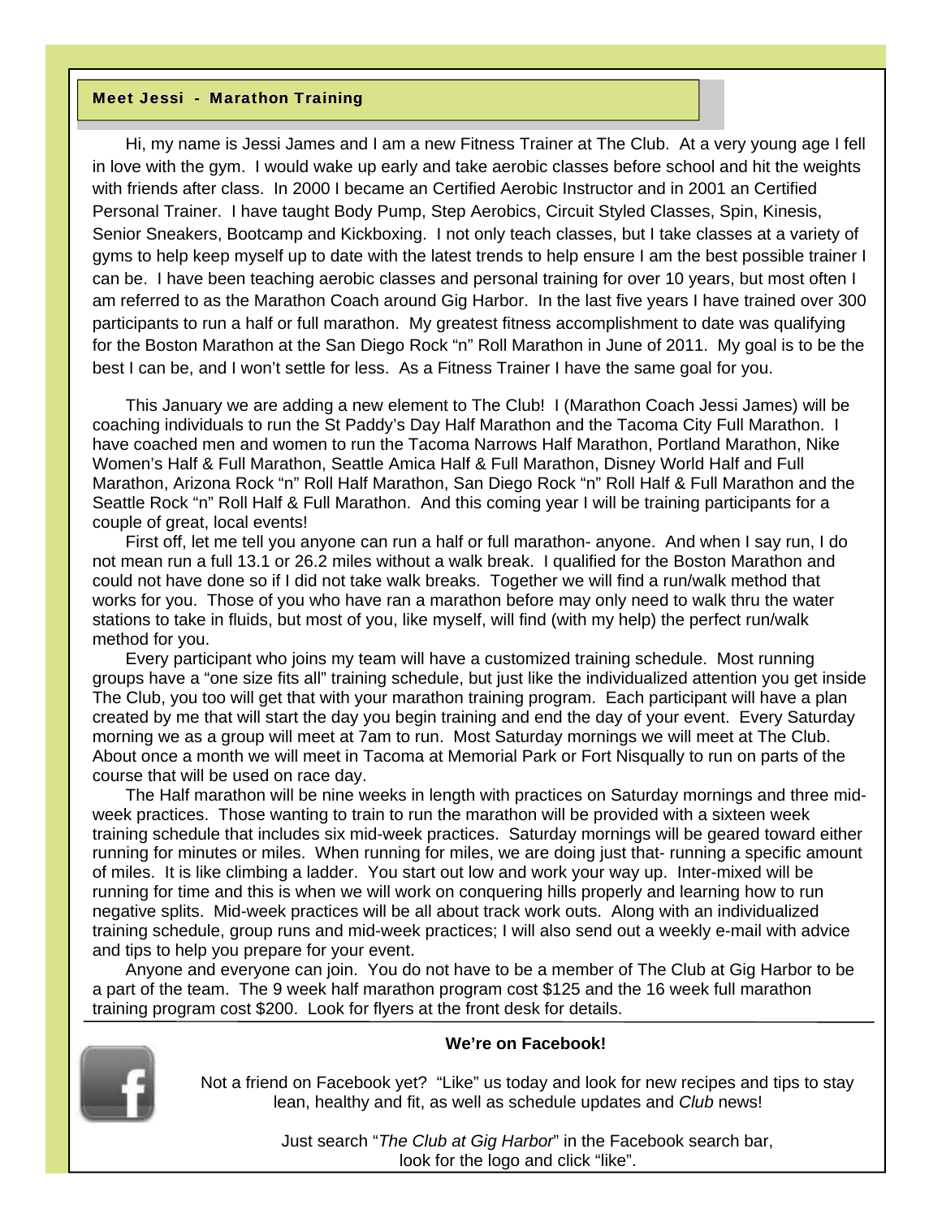## Meet Jessi - Marathon Training

Hi, my name is Jessi James and I am a new Fitness Trainer at The Club. At a very young age I fell in love with the gym. I would wake up early and take aerobic classes before school and hit the weights with friends after class. In 2000 I became an Certified Aerobic Instructor and in 2001 an Certified Personal Trainer. I have taught Body Pump, Step Aerobics, Circuit Styled Classes, Spin, Kinesis, Senior Sneakers, Bootcamp and Kickboxing. I not only teach classes, but I take classes at a variety of gyms to help keep myself up to date with the latest trends to help ensure I am the best possible trainer I can be. I have been teaching aerobic classes and personal training for over 10 years, but most often I am referred to as the Marathon Coach around Gig Harbor. In the last five years I have trained over 300 participants to run a half or full marathon. My greatest fitness accomplishment to date was qualifying for the Boston Marathon at the San Diego Rock "n" Roll Marathon in June of 2011. My goal is to be the best I can be, and I won't settle for less. As a Fitness Trainer I have the same goal for you.

This January we are adding a new element to The Club! I (Marathon Coach Jessi James) will be coaching individuals to run the St Paddy's Day Half Marathon and the Tacoma City Full Marathon. I have coached men and women to run the Tacoma Narrows Half Marathon, Portland Marathon, Nike Women's Half & Full Marathon, Seattle Amica Half & Full Marathon, Disney World Half and Full Marathon, Arizona Rock "n" Roll Half Marathon, San Diego Rock "n" Roll Half & Full Marathon and the Seattle Rock "n" Roll Half & Full Marathon. And this coming year I will be training participants for a couple of great, local events!

First off, let me tell you anyone can run a half or full marathon- anyone. And when I say run, I do not mean run a full 13.1 or 26.2 miles without a walk break. I qualified for the Boston Marathon and could not have done so if I did not take walk breaks. Together we will find a run/walk method that works for you. Those of you who have ran a marathon before may only need to walk thru the water stations to take in fluids, but most of you, like myself, will find (with my help) the perfect run/walk method for you.

Every participant who joins my team will have a customized training schedule. Most running groups have a "one size fits all" training schedule, but just like the individualized attention you get inside The Club, you too will get that with your marathon training program. Each participant will have a plan created by me that will start the day you begin training and end the day of your event. Every Saturday morning we as a group will meet at 7am to run. Most Saturday mornings we will meet at The Club. About once a month we will meet in Tacoma at Memorial Park or Fort Nisqually to run on parts of the course that will be used on race day.

The Half marathon will be nine weeks in length with practices on Saturday mornings and three mid-week practices. Those wanting to train to run the marathon will be provided with a sixteen week training schedule that includes six mid-week practices. Saturday mornings will be geared toward either running for minutes or miles. When running for miles, we are doing just that- running a specific amount of miles. It is like climbing a ladder. You start out low and work your way up. Inter-mixed will be running for time and this is when we will work on conquering hills properly and learning how to run negative splits. Mid-week practices will be all about track work outs. Along with an individualized training schedule, group runs and mid-week practices; I will also send out a weekly e-mail with advice and tips to help you prepare for your event.

Anyone and everyone can join. You do not have to be a member of The Club at Gig Harbor to be a part of the team. The 9 week half marathon program cost $125 and the 16 week full marathon training program cost $200. Look for flyers at the front desk for details.

---

**We're on Facebook!**

Not a friend on Facebook yet? "Like" us today and look for new recipes and tips to stay lean, healthy and fit, as well as schedule updates and *Club* news!

Just search "*The Club at Gig Harbor*" in the Facebook search bar, look for the logo and click "like".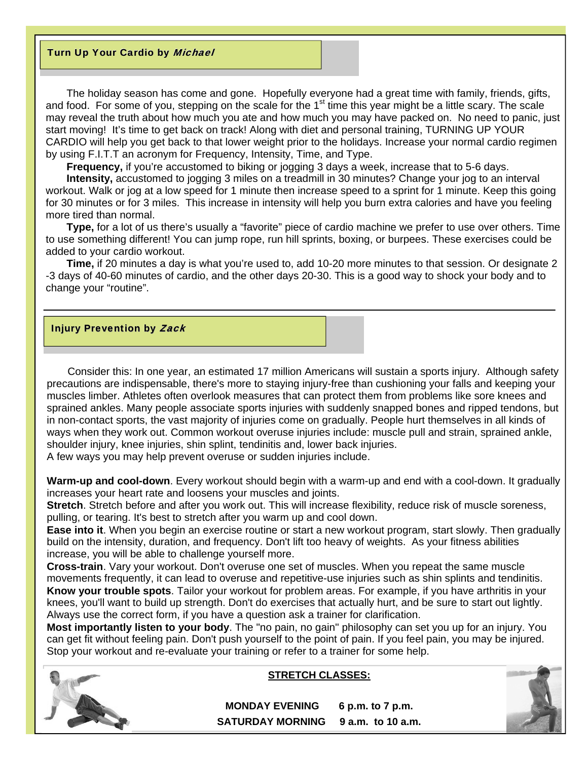## Turn Up Your Cardio by *Michael*

The holiday season has come and gone. Hopefully everyone had a great time with family, friends, gifts, and food. For some of you, stepping on the scale for the 1st time this year might be a little scary. The scale may reveal the truth about how much you ate and how much you may have packed on. No need to panic, just start moving! It's time to get back on track! Along with diet and personal training, TURNING UP YOUR CARDIO will help you get back to that lower weight prior to the holidays. Increase your normal cardio regimen by using F.I.T.T an acronym for Frequency, Intensity, Time, and Type.

**Frequency,** if you're accustomed to biking or jogging 3 days a week, increase that to 5-6 days.

**Intensity,** accustomed to jogging 3 miles on a treadmill in 30 minutes? Change your jog to an interval workout. Walk or jog at a low speed for 1 minute then increase speed to a sprint for 1 minute. Keep this going for 30 minutes or for 3 miles. This increase in intensity will help you burn extra calories and have you feeling more tired than normal.

**Type,** for a lot of us there's usually a "favorite" piece of cardio machine we prefer to use over others. Time to use something different! You can jump rope, run hill sprints, boxing, or burpees. These exercises could be added to your cardio workout.

**Time,** if 20 minutes a day is what you're used to, add 10-20 more minutes to that session. Or designate 2-3 days of 40-60 minutes of cardio, and the other days 20-30. This is a good way to shock your body and to change your "routine".

---

## Injury Prevention by *Zack*

Consider this: In one year, an estimated 17 million Americans will sustain a sports injury. Although safety precautions are indispensable, there's more to staying injury-free than cushioning your falls and keeping your muscles limber. Athletes often overlook measures that can protect them from problems like sore knees and sprained ankles. Many people associate sports injuries with suddenly snapped bones and ripped tendons, but in non-contact sports, the vast majority of injuries come on gradually. People hurt themselves in all kinds of ways when they work out. Common workout overuse injuries include: muscle pull and strain, sprained ankle, shoulder injury, knee injuries, shin splint, tendinitis and, lower back injuries.
A few ways you may help prevent overuse or sudden injuries include.

**Warm-up and cool-down**. Every workout should begin with a warm-up and end with a cool-down. It gradually increases your heart rate and loosens your muscles and joints.

**Stretch**. Stretch before and after you work out. This will increase flexibility, reduce risk of muscle soreness, pulling, or tearing. It's best to stretch after you warm up and cool down.

**Ease into it**. When you begin an exercise routine or start a new workout program, start slowly. Then gradually build on the intensity, duration, and frequency. Don't lift too heavy of weights. As your fitness abilities increase, you will be able to challenge yourself more.

**Cross-train**. Vary your workout. Don't overuse one set of muscles. When you repeat the same muscle movements frequently, it can lead to overuse and repetitive-use injuries such as shin splints and tendinitis.

**Know your trouble spots**. Tailor your workout for problem areas. For example, if you have arthritis in your knees, you'll want to build up strength. Don't do exercises that actually hurt, and be sure to start out lightly. Always use the correct form, if you have a question ask a trainer for clarification.

**Most importantly listen to your body**. The "no pain, no gain" philosophy can set you up for an injury. You can get fit without feeling pain. Don't push yourself to the point of pain. If you feel pain, you may be injured. Stop your workout and re-evaluate your training or refer to a trainer for some help.

**STRETCH CLASSES:**

**MONDAY EVENING 6 p.m. to 7 p.m.**

**SATURDAY MORNING 9 a.m. to 10 a.m.**